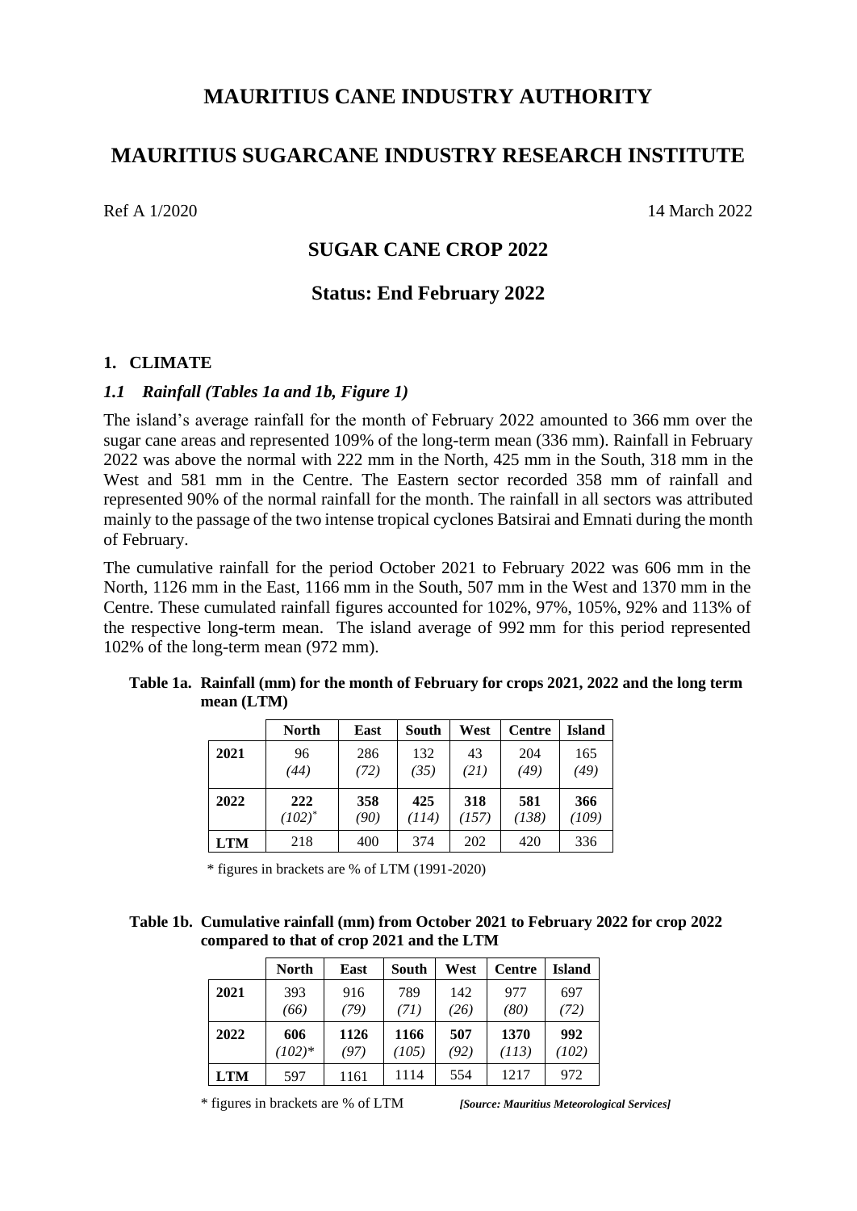# MAURITIUS CANE INDUSTRY AUTHORITY

# MAURITIUS SUGARCANE INDUSTRY RESEARCH INSTITUTE

Ref A 1/2020 14 March 2022

## SUGAR CANE CROP 2022

## Status: End February 2022

### 1. CLIMATE

#### *1.1 Rainfall (Tables 1a and 1b, Figure 1)*

The island's average rainfall for the month of February 2022 amounted to 366 mm over the sugar cane areas and represented 109% of the long-term mean (336 mm). Rainfall in February 2022 was above the normal with 222 mm in the North, 425 mm in the South, 318 mm in the West and 581 mm in the Centre. The Eastern sector recorded 358 mm of rainfall and represented 90% of the normal rainfall for the month. The rainfall in all sectors was attributed mainly to the passage of the two intense tropical cyclones Batsirai and Emnati during the month of February.

The cumulative rainfall for the period October 2021 to February 2022 was 606 mm in the North, 1126 mm in the East, 1166 mm in the South, 507 mm in the West and 1370 mm in the Centre. These cumulated rainfall figures accounted for 102%, 97%, 105%, 92% and 113% of the respective long-term mean. The island average of 992 mm for this period represented 102% of the long-term mean (972 mm).

**Table 1a. Rainfall (mm) for the month of February for crops 2021, 2022 and the long term mean (LTM)**

| | North | East | South | West | Centre | Island |
|---|---|---|---|---|---|---|
| **2021** | 96 *(44)* | 286 *(72)* | 132 *(35)* | 43 *(21)* | 204 *(49)* | 165 *(49)* |
| **2022** | **222** *(102)\** | **358** *(90)* | **425** *(114)* | **318** *(157)* | **581** *(138)* | **366** *(109)* |
| **LTM** | 218 | 400 | 374 | 202 | 420 | 336 |

\* figures in brackets are % of LTM (1991-2020)

**Table 1b. Cumulative rainfall (mm) from October 2021 to February 2022 for crop 2022 compared to that of crop 2021 and the LTM**

| | North | East | South | West | Centre | Island |
|---|---|---|---|---|---|---|
| **2021** | 393 *(66)* | 916 *(79)* | 789 *(71)* | 142 *(26)* | 977 *(80)* | 697 *(72)* |
| **2022** | **606** *(102)\** | **1126** *(97)* | **1166** *(105)* | **507** *(92)* | **1370** *(113)* | **992** *(102)* |
| **LTM** | 597 | 1161 | 1114 | 554 | 1217 | 972 |

\* figures in brackets are % of LTM *[Source: Mauritius Meteorological Services]*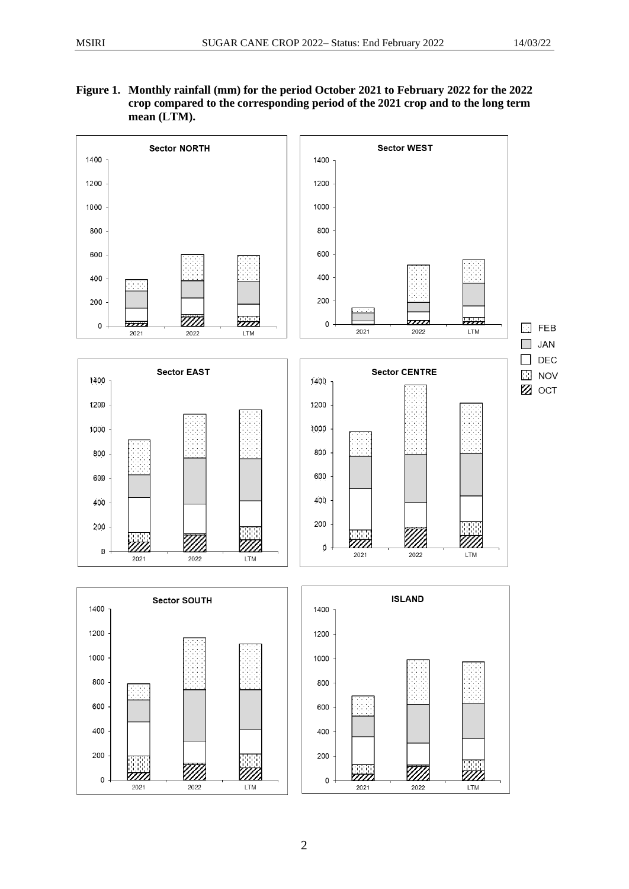**Figure 1. Monthly rainfall (mm) for the period October 2021 to February 2022 for the 2022 crop compared to the corresponding period of the 2021 crop and to the long term mean (LTM).**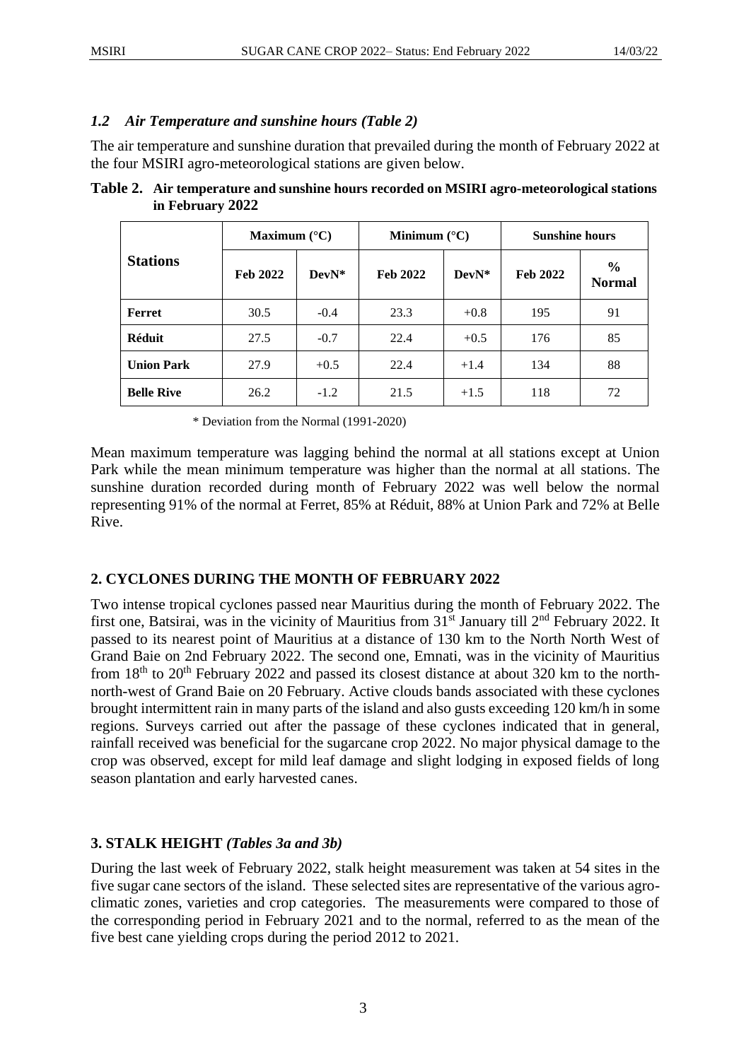### *1.2 Air Temperature and sunshine hours (Table 2)*

The air temperature and sunshine duration that prevailed during the month of February 2022 at the four MSIRI agro-meteorological stations are given below.

**Table 2. Air temperature and sunshine hours recorded on MSIRI agro-meteorological stations in February 2022**

| Stations | Maximum (°C) | | Minimum (°C) | | Sunshine hours | |
|---|---|---|---|---|---|---|
| | Feb 2022 | DevN* | Feb 2022 | DevN* | Feb 2022 | % Normal |
| **Ferret** | 30.5 | -0.4 | 23.3 | +0.8 | 195 | 91 |
| **Réduit** | 27.5 | -0.7 | 22.4 | +0.5 | 176 | 85 |
| **Union Park** | 27.9 | +0.5 | 22.4 | +1.4 | 134 | 88 |
| **Belle Rive** | 26.2 | -1.2 | 21.5 | +1.5 | 118 | 72 |

\* Deviation from the Normal (1991-2020)

Mean maximum temperature was lagging behind the normal at all stations except at Union Park while the mean minimum temperature was higher than the normal at all stations. The sunshine duration recorded during month of February 2022 was well below the normal representing 91% of the normal at Ferret, 85% at Réduit, 88% at Union Park and 72% at Belle Rive.

## 2. CYCLONES DURING THE MONTH OF FEBRUARY 2022

Two intense tropical cyclones passed near Mauritius during the month of February 2022. The first one, Batsirai, was in the vicinity of Mauritius from 31st January till 2nd February 2022. It passed to its nearest point of Mauritius at a distance of 130 km to the North North West of Grand Baie on 2nd February 2022. The second one, Emnati, was in the vicinity of Mauritius from 18th to 20th February 2022 and passed its closest distance at about 320 km to the north-north-west of Grand Baie on 20 February. Active clouds bands associated with these cyclones brought intermittent rain in many parts of the island and also gusts exceeding 120 km/h in some regions. Surveys carried out after the passage of these cyclones indicated that in general, rainfall received was beneficial for the sugarcane crop 2022. No major physical damage to the crop was observed, except for mild leaf damage and slight lodging in exposed fields of long season plantation and early harvested canes.

## 3. STALK HEIGHT *(Tables 3a and 3b)*

During the last week of February 2022, stalk height measurement was taken at 54 sites in the five sugar cane sectors of the island. These selected sites are representative of the various agro-climatic zones, varieties and crop categories. The measurements were compared to those of the corresponding period in February 2021 and to the normal, referred to as the mean of the five best cane yielding crops during the period 2012 to 2021.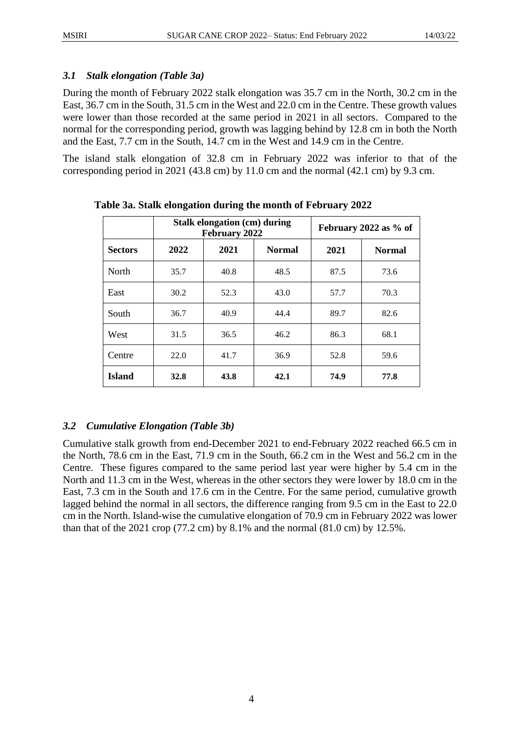### *3.1 Stalk elongation (Table 3a)*

During the month of February 2022 stalk elongation was 35.7 cm in the North, 30.2 cm in the East, 36.7 cm in the South, 31.5 cm in the West and 22.0 cm in the Centre. These growth values were lower than those recorded at the same period in 2021 in all sectors. Compared to the normal for the corresponding period, growth was lagging behind by 12.8 cm in both the North and the East, 7.7 cm in the South, 14.7 cm in the West and 14.9 cm in the Centre.

The island stalk elongation of 32.8 cm in February 2022 was inferior to that of the corresponding period in 2021 (43.8 cm) by 11.0 cm and the normal (42.1 cm) by 9.3 cm.

**Table 3a. Stalk elongation during the month of February 2022**

| | **Stalk elongation (cm) during February 2022** | | | **February 2022 as % of** | |
|---|---|---|---|---|---|
| **Sectors** | **2022** | **2021** | **Normal** | **2021** | **Normal** |
| North | 35.7 | 40.8 | 48.5 | 87.5 | 73.6 |
| East | 30.2 | 52.3 | 43.0 | 57.7 | 70.3 |
| South | 36.7 | 40.9 | 44.4 | 89.7 | 82.6 |
| West | 31.5 | 36.5 | 46.2 | 86.3 | 68.1 |
| Centre | 22.0 | 41.7 | 36.9 | 52.8 | 59.6 |
| **Island** | **32.8** | **43.8** | **42.1** | **74.9** | **77.8** |

### *3.2 Cumulative Elongation (Table 3b)*

Cumulative stalk growth from end-December 2021 to end-February 2022 reached 66.5 cm in the North, 78.6 cm in the East, 71.9 cm in the South, 66.2 cm in the West and 56.2 cm in the Centre. These figures compared to the same period last year were higher by 5.4 cm in the North and 11.3 cm in the West, whereas in the other sectors they were lower by 18.0 cm in the East, 7.3 cm in the South and 17.6 cm in the Centre. For the same period, cumulative growth lagged behind the normal in all sectors, the difference ranging from 9.5 cm in the East to 22.0 cm in the North. Island-wise the cumulative elongation of 70.9 cm in February 2022 was lower than that of the 2021 crop (77.2 cm) by 8.1% and the normal (81.0 cm) by 12.5%.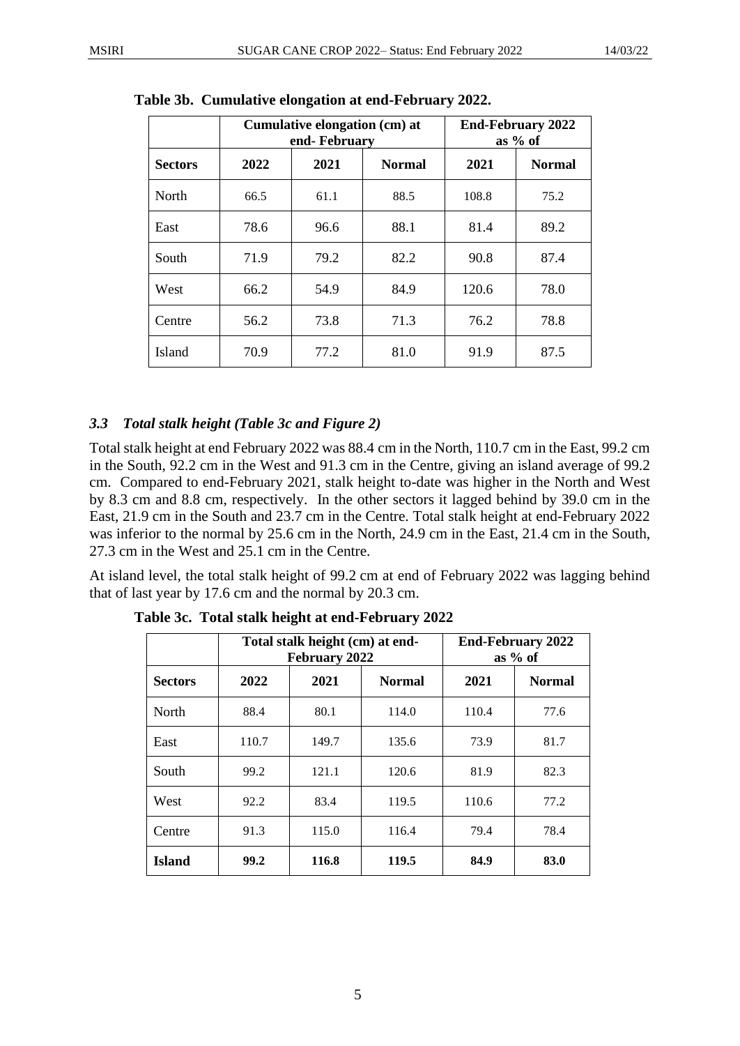**Table 3b. Cumulative elongation at end-February 2022.**

| | Cumulative elongation (cm) at end- February | | | End-February 2022 as % of | |
|---|---|---|---|---|---|
| **Sectors** | **2022** | **2021** | **Normal** | **2021** | **Normal** |
| North | 66.5 | 61.1 | 88.5 | 108.8 | 75.2 |
| East | 78.6 | 96.6 | 88.1 | 81.4 | 89.2 |
| South | 71.9 | 79.2 | 82.2 | 90.8 | 87.4 |
| West | 66.2 | 54.9 | 84.9 | 120.6 | 78.0 |
| Centre | 56.2 | 73.8 | 71.3 | 76.2 | 78.8 |
| Island | 70.9 | 77.2 | 81.0 | 91.9 | 87.5 |

### *3.3 Total stalk height (Table 3c and Figure 2)*

Total stalk height at end February 2022 was 88.4 cm in the North, 110.7 cm in the East, 99.2 cm in the South, 92.2 cm in the West and 91.3 cm in the Centre, giving an island average of 99.2 cm. Compared to end-February 2021, stalk height to-date was higher in the North and West by 8.3 cm and 8.8 cm, respectively. In the other sectors it lagged behind by 39.0 cm in the East, 21.9 cm in the South and 23.7 cm in the Centre. Total stalk height at end-February 2022 was inferior to the normal by 25.6 cm in the North, 24.9 cm in the East, 21.4 cm in the South, 27.3 cm in the West and 25.1 cm in the Centre.

At island level, the total stalk height of 99.2 cm at end of February 2022 was lagging behind that of last year by 17.6 cm and the normal by 20.3 cm.

**Table 3c. Total stalk height at end-February 2022**

| | Total stalk height (cm) at end-February 2022 | | | End-February 2022 as % of | |
|---|---|---|---|---|---|
| **Sectors** | **2022** | **2021** | **Normal** | **2021** | **Normal** |
| North | 88.4 | 80.1 | 114.0 | 110.4 | 77.6 |
| East | 110.7 | 149.7 | 135.6 | 73.9 | 81.7 |
| South | 99.2 | 121.1 | 120.6 | 81.9 | 82.3 |
| West | 92.2 | 83.4 | 119.5 | 110.6 | 77.2 |
| Centre | 91.3 | 115.0 | 116.4 | 79.4 | 78.4 |
| **Island** | **99.2** | **116.8** | **119.5** | **84.9** | **83.0** |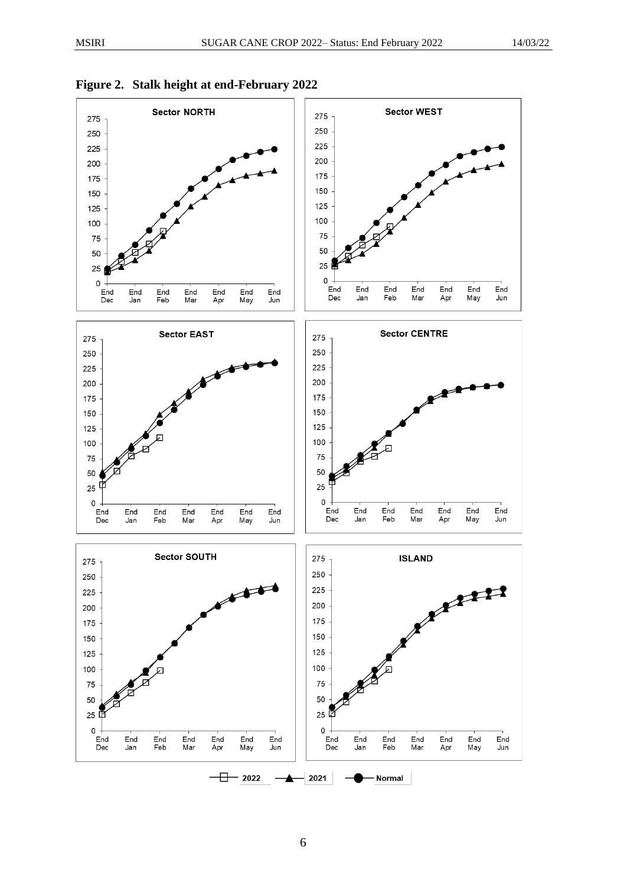**Figure 2. Stalk height at end-February 2022**

Sector NORTH

Sector WEST

Sector EAST

Sector CENTRE

Sector SOUTH

ISLAND

End Dec, End Jan, End Feb, End Mar, End Apr, End May, End Jun

2022 — 2021 — Normal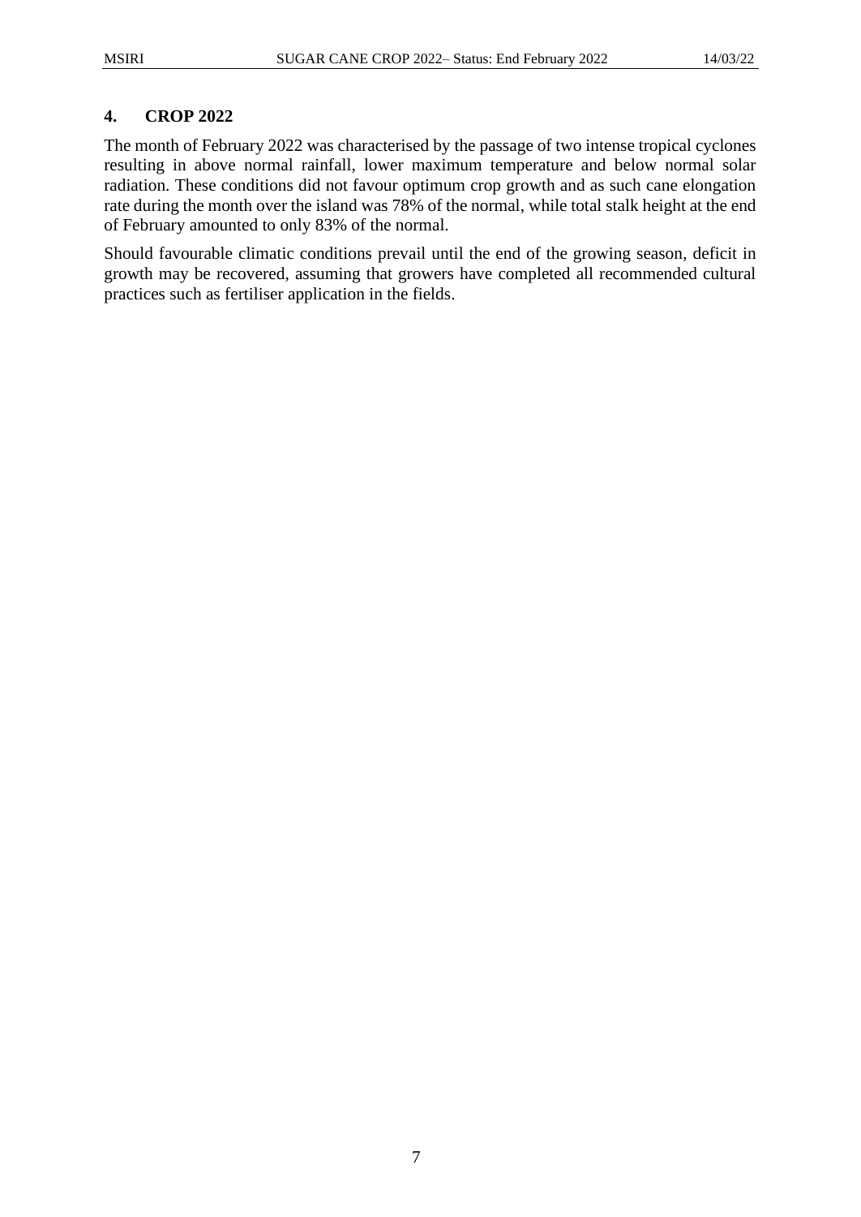## 4. CROP 2022

The month of February 2022 was characterised by the passage of two intense tropical cyclones resulting in above normal rainfall, lower maximum temperature and below normal solar radiation. These conditions did not favour optimum crop growth and as such cane elongation rate during the month over the island was 78% of the normal, while total stalk height at the end of February amounted to only 83% of the normal.

Should favourable climatic conditions prevail until the end of the growing season, deficit in growth may be recovered, assuming that growers have completed all recommended cultural practices such as fertiliser application in the fields.